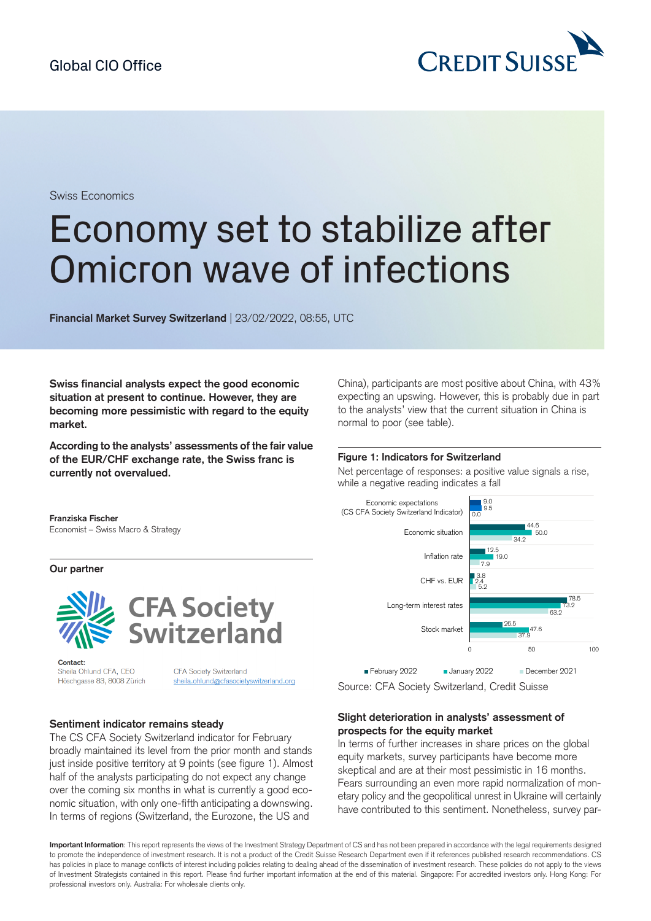Global CIO Office

Swiss Economics

# Economy set to stabilize after Omicron wave of infections

**Financial Market Survey Switzerland** | 23/02/2022, 08:55, UTC

**Swiss financial analysts expect the good economic situation at present to continue. However, they are becoming more pessimistic with regard to the equity market.**

**According to the analysts' assessments of the fair value of the EUR/CHF exchange rate, the Swiss franc is currently not overvalued.**

**Franziska Fischer**
Economist – Swiss Macro & Strategy

**Our partner**

CFA Society Switzerland

**Contact:**
Sheila Ohlund CFA, CEO
Höschgasse 83, 8008 Zürich

CFA Society Switzerland
sheila.ohlund@cfasocietyswitzerland.org

### Sentiment indicator remains steady

The CS CFA Society Switzerland indicator for February broadly maintained its level from the prior month and stands just inside positive territory at 9 points (see figure 1). Almost half of the analysts participating do not expect any change over the coming six months in what is currently a good economic situation, with only one-fifth anticipating a downswing. In terms of regions (Switzerland, the Eurozone, the US and China), participants are most positive about China, with 43% expecting an upswing. However, this is probably due in part to the analysts' view that the current situation in China is normal to poor (see table).

**Figure 1: Indicators for Switzerland**

Net percentage of responses: a positive value signals a rise, while a negative reading indicates a fall

| Indicator | February 2022 | January 2022 | December 2021 |
|---|---|---|---|
| Economic expectations (CS CFA Society Switzerland Indicator) | 9.0 | 9.5 | 0.0 |
| Economic situation | 44.6 | 50.0 | 34.2 |
| Inflation rate | 12.5 | 19.0 | 7.9 |
| CHF vs. EUR | 3.8 | 2.4 | 5.2 |
| Long-term interest rates | 78.5 | 73.2 | 63.2 |
| Stock market | 26.5 | 47.6 | 37.9 |

Source: CFA Society Switzerland, Credit Suisse

### Slight deterioration in analysts' assessment of prospects for the equity market

In terms of further increases in share prices on the global equity markets, survey participants have become more skeptical and are at their most pessimistic in 16 months. Fears surrounding an even more rapid normalization of monetary policy and the geopolitical unrest in Ukraine will certainly have contributed to this sentiment. Nonetheless, survey par-

**Important Information**: This report represents the views of the Investment Strategy Department of CS and has not been prepared in accordance with the legal requirements designed to promote the independence of investment research. It is not a product of the Credit Suisse Research Department even if it references published research recommendations. CS has policies in place to manage conflicts of interest including policies relating to dealing ahead of the dissemination of investment research. These policies do not apply to the views of Investment Strategists contained in this report. Please find further important information at the end of this material. Singapore: For accredited investors only. Hong Kong: For professional investors only. Australia: For wholesale clients only.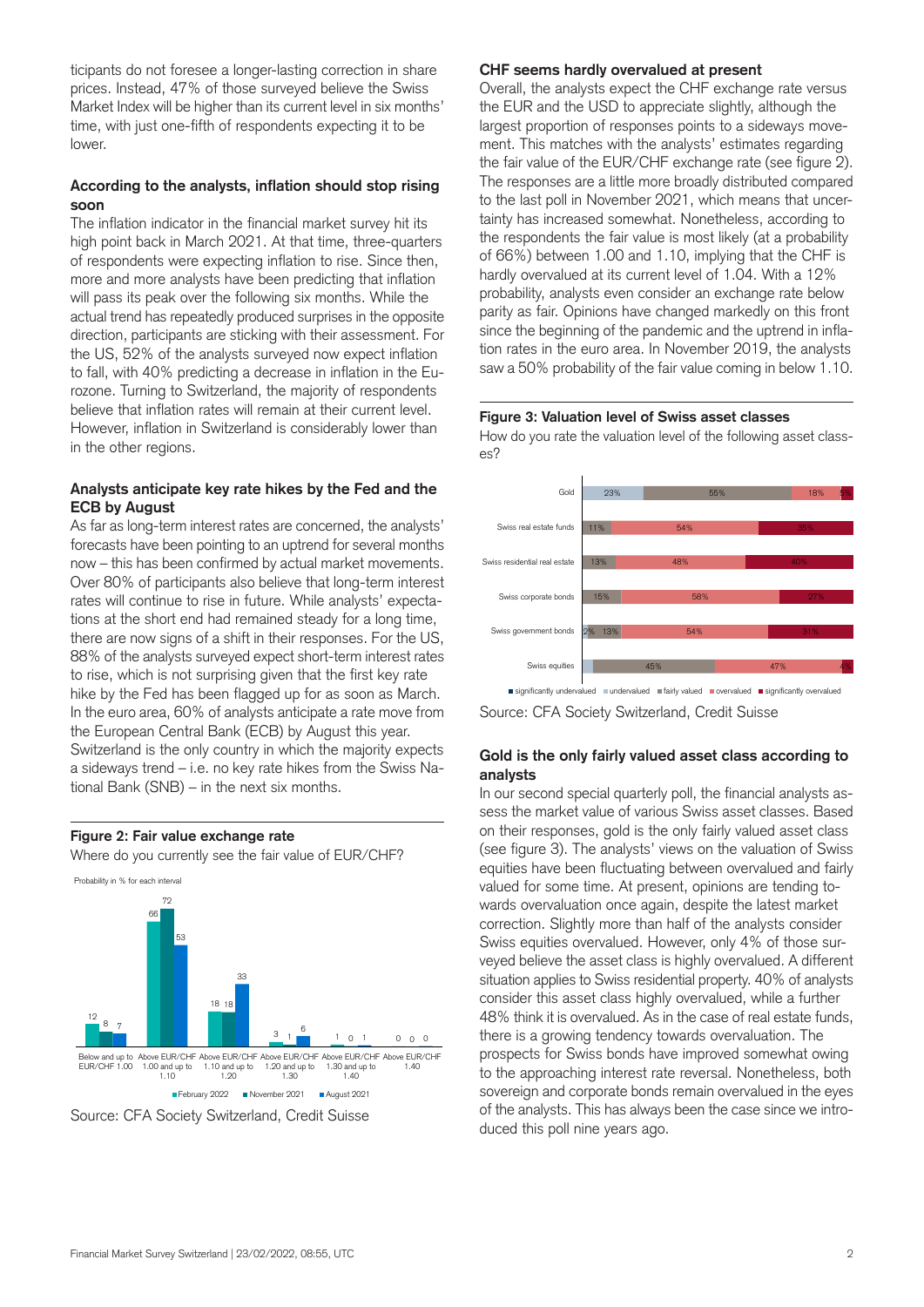ticipants do not foresee a longer-lasting correction in share prices. Instead, 47% of those surveyed believe the Swiss Market Index will be higher than its current level in six months' time, with just one-fifth of respondents expecting it to be lower.

### According to the analysts, inflation should stop rising soon

The inflation indicator in the financial market survey hit its high point back in March 2021. At that time, three-quarters of respondents were expecting inflation to rise. Since then, more and more analysts have been predicting that inflation will pass its peak over the following six months. While the actual trend has repeatedly produced surprises in the opposite direction, participants are sticking with their assessment. For the US, 52% of the analysts surveyed now expect inflation to fall, with 40% predicting a decrease in inflation in the Eurozone. Turning to Switzerland, the majority of respondents believe that inflation rates will remain at their current level. However, inflation in Switzerland is considerably lower than in the other regions.

### Analysts anticipate key rate hikes by the Fed and the ECB by August

As far as long-term interest rates are concerned, the analysts' forecasts have been pointing to an uptrend for several months now – this has been confirmed by actual market movements. Over 80% of participants also believe that long-term interest rates will continue to rise in future. While analysts' expectations at the short end had remained steady for a long time, there are now signs of a shift in their responses. For the US, 88% of the analysts surveyed expect short-term interest rates to rise, which is not surprising given that the first key rate hike by the Fed has been flagged up for as soon as March. In the euro area, 60% of analysts anticipate a rate move from the European Central Bank (ECB) by August this year. Switzerland is the only country in which the majority expects a sideways trend – i.e. no key rate hikes from the Swiss National Bank (SNB) – in the next six months.

**Figure 2: Fair value exchange rate**

Where do you currently see the fair value of EUR/CHF?

Probability in % for each interval

| | February 2022 | November 2021 | August 2021 |
|---|---|---|---|
| Below and up to EUR/CHF 1.00 | 12 | 8 | 7 |
| Above EUR/CHF 1.00 and up to 1.10 | 66 | 72 | 53 |
| Above EUR/CHF 1.10 and up to 1.20 | 18 | 18 | 33 |
| Above EUR/CHF 1.20 and up to 1.30 | 3 | 1 | 6 |
| Above EUR/CHF 1.30 and up to 1.40 | 1 | 0 | 1 |
| Above EUR/CHF 1.40 | 0 | 0 | 0 |

Source: CFA Society Switzerland, Credit Suisse

### CHF seems hardly overvalued at present

Overall, the analysts expect the CHF exchange rate versus the EUR and the USD to appreciate slightly, although the largest proportion of responses points to a sideways movement. This matches with the analysts' estimates regarding the fair value of the EUR/CHF exchange rate (see figure 2). The responses are a little more broadly distributed compared to the last poll in November 2021, which means that uncertainty has increased somewhat. Nonetheless, according to the respondents the fair value is most likely (at a probability of 66%) between 1.00 and 1.10, implying that the CHF is hardly overvalued at its current level of 1.04. With a 12% probability, analysts even consider an exchange rate below parity as fair. Opinions have changed markedly on this front since the beginning of the pandemic and the uptrend in inflation rates in the euro area. In November 2019, the analysts saw a 50% probability of the fair value coming in below 1.10.

**Figure 3: Valuation level of Swiss asset classes**

How do you rate the valuation level of the following asset classes?

| | significantly undervalued | undervalued | fairly valued | overvalued | significantly overvalued |
|---|---|---|---|---|---|
| Gold | | 23% | 55% | 18% | 5% |
| Swiss real estate funds | | | 11% | 54% | 35% |
| Swiss residential real estate | | | 13% | 48% | 40% |
| Swiss corporate bonds | | | 15% | 58% | 27% |
| Swiss government bonds | | 2% | 13% | 54% | 31% |
| Swiss equities | | | 45% | 47% | 4% |

Source: CFA Society Switzerland, Credit Suisse

### Gold is the only fairly valued asset class according to analysts

In our second special quarterly poll, the financial analysts assess the market value of various Swiss asset classes. Based on their responses, gold is the only fairly valued asset class (see figure 3). The analysts' views on the valuation of Swiss equities have been fluctuating between overvalued and fairly valued for some time. At present, opinions are tending towards overvaluation once again, despite the latest market correction. Slightly more than half of the analysts consider Swiss equities overvalued. However, only 4% of those surveyed believe the asset class is highly overvalued. A different situation applies to Swiss residential property. 40% of analysts consider this asset class highly overvalued, while a further 48% think it is overvalued. As in the case of real estate funds, there is a growing tendency towards overvaluation. The prospects for Swiss bonds have improved somewhat owing to the approaching interest rate reversal. Nonetheless, both sovereign and corporate bonds remain overvalued in the eyes of the analysts. This has always been the case since we introduced this poll nine years ago.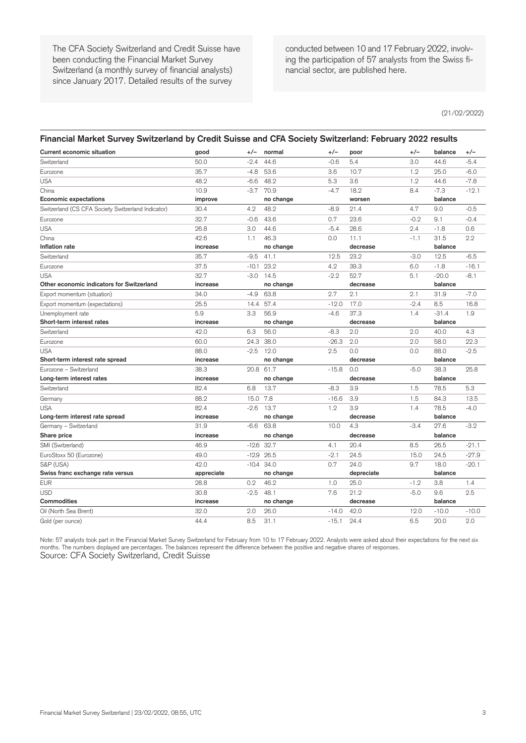The CFA Society Switzerland and Credit Suisse have been conducting the Financial Market Survey Switzerland (a monthly survey of financial analysts) since January 2017. Detailed results of the survey conducted between 10 and 17 February 2022, involving the participation of 57 analysts from the Swiss financial sector, are published here.

(21/02/2022)

## Financial Market Survey Switzerland by Credit Suisse and CFA Society Switzerland: February 2022 results

| **Current economic situation** | **good** | **+/–** | **normal** | **+/–** | **poor** | **+/–** | **balance** | **+/–** |
|---|---|---|---|---|---|---|---|---|
| Switzerland | 50.0 | -2.4 | 44.6 | -0.6 | 5.4 | 3.0 | 44.6 | -5.4 |
| Eurozone | 35.7 | -4.8 | 53.6 | 3.6 | 10.7 | 1.2 | 25.0 | -6.0 |
| USA | 48.2 | -6.6 | 48.2 | 5.3 | 3.6 | 1.2 | 44.6 | -7.8 |
| China | 10.9 | -3.7 | 70.9 | -4.7 | 18.2 | 8.4 | -7.3 | -12.1 |
| **Economic expectations** | **improve** | | **no change** | | **worsen** | | **balance** | |
| Switzerland (CS CFA Society Switzerland Indicator) | 30.4 | 4.2 | 48.2 | -8.9 | 21.4 | 4.7 | 9.0 | -0.5 |
| Eurozone | 32.7 | -0.6 | 43.6 | 0.7 | 23.6 | -0.2 | 9.1 | -0.4 |
| USA | 26.8 | 3.0 | 44.6 | -5.4 | 28.6 | 2.4 | -1.8 | 0.6 |
| China | 42.6 | 1.1 | 46.3 | 0.0 | 11.1 | -1.1 | 31.5 | 2.2 |
| **Inflation rate** | **increase** | | **no change** | | **decrease** | | **balance** | |
| Switzerland | 35.7 | -9.5 | 41.1 | 12.5 | 23.2 | -3.0 | 12.5 | -6.5 |
| Eurozone | 37.5 | -10.1 | 23.2 | 4.2 | 39.3 | 6.0 | -1.8 | -16.1 |
| USA | 32.7 | -3.0 | 14.5 | -2.2 | 52.7 | 5.1 | -20.0 | -8.1 |
| **Other economic indicators for Switzerland** | **increase** | | **no change** | | **decrease** | | **balance** | |
| Export momentum (situation) | 34.0 | -4.9 | 63.8 | 2.7 | 2.1 | 2.1 | 31.9 | -7.0 |
| Export momentum (expectations) | 25.5 | 14.4 | 57.4 | -12.0 | 17.0 | -2.4 | 8.5 | 16.8 |
| Unemployment rate | 5.9 | 3.3 | 56.9 | -4.6 | 37.3 | 1.4 | -31.4 | 1.9 |
| **Short-term interest rates** | **increase** | | **no change** | | **decrease** | | **balance** | |
| Switzerland | 42.0 | 6.3 | 56.0 | -8.3 | 2.0 | 2.0 | 40.0 | 4.3 |
| Eurozone | 60.0 | 24.3 | 38.0 | -26.3 | 2.0 | 2.0 | 58.0 | 22.3 |
| USA | 88.0 | -2.5 | 12.0 | 2.5 | 0.0 | 0.0 | 88.0 | -2.5 |
| **Short-term interest rate spread** | **increase** | | **no change** | | **decrease** | | **balance** | |
| Eurozone – Switzerland | 38.3 | 20.8 | 61.7 | -15.8 | 0.0 | -5.0 | 38.3 | 25.8 |
| **Long-term interest rates** | **increase** | | **no change** | | **decrease** | | **balance** | |
| Switzerland | 82.4 | 6.8 | 13.7 | -8.3 | 3.9 | 1.5 | 78.5 | 5.3 |
| Germany | 88.2 | 15.0 | 7.8 | -16.6 | 3.9 | 1.5 | 84.3 | 13.5 |
| USA | 82.4 | -2.6 | 13.7 | 1.2 | 3.9 | 1.4 | 78.5 | -4.0 |
| **Long-term interest rate spread** | **increase** | | **no change** | | **decrease** | | **balance** | |
| Germany – Switzerland | 31.9 | -6.6 | 63.8 | 10.0 | 4.3 | -3.4 | 27.6 | -3.2 |
| **Share price** | **increase** | | **no change** | | **decrease** | | **balance** | |
| SMI (Switzerland) | 46.9 | -12.6 | 32.7 | 4.1 | 20.4 | 8.5 | 26.5 | -21.1 |
| EuroStoxx 50 (Eurozone) | 49.0 | -12.9 | 26.5 | -2.1 | 24.5 | 15.0 | 24.5 | -27.9 |
| S&P (USA) | 42.0 | -10.4 | 34.0 | 0.7 | 24.0 | 9.7 | 18.0 | -20.1 |
| **Swiss franc exchange rate versus** | **appreciate** | | **no change** | | **depreciate** | | **balance** | |
| EUR | 28.8 | 0.2 | 46.2 | 1.0 | 25.0 | -1.2 | 3.8 | 1.4 |
| USD | 30.8 | -2.5 | 48.1 | 7.6 | 21.2 | -5.0 | 9.6 | 2.5 |
| **Commodities** | **increase** | | **no change** | | **decrease** | | **balance** | |
| Oil (North Sea Brent) | 32.0 | 2.0 | 26.0 | -14.0 | 42.0 | 12.0 | -10.0 | -10.0 |
| Gold (per ounce) | 44.4 | 8.5 | 31.1 | -15.1 | 24.4 | 6.5 | 20.0 | 2.0 |

Note: 57 analysts took part in the Financial Market Survey Switzerland for February from 10 to 17 February 2022. Analysts were asked about their expectations for the next six months. The numbers displayed are percentages. The balances represent the difference between the positive and negative shares of responses.

Source: CFA Society Switzerland, Credit Suisse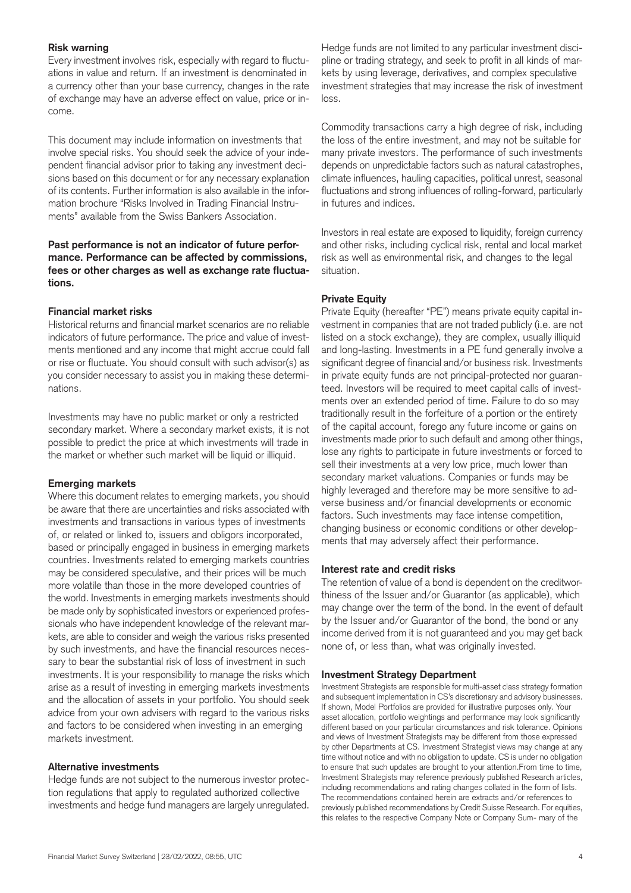**Risk warning**

Every investment involves risk, especially with regard to fluctuations in value and return. If an investment is denominated in a currency other than your base currency, changes in the rate of exchange may have an adverse effect on value, price or income.

This document may include information on investments that involve special risks. You should seek the advice of your independent financial advisor prior to taking any investment decisions based on this document or for any necessary explanation of its contents. Further information is also available in the information brochure "Risks Involved in Trading Financial Instruments" available from the Swiss Bankers Association.

**Past performance is not an indicator of future performance. Performance can be affected by commissions, fees or other charges as well as exchange rate fluctuations.**

**Financial market risks**

Historical returns and financial market scenarios are no reliable indicators of future performance. The price and value of investments mentioned and any income that might accrue could fall or rise or fluctuate. You should consult with such advisor(s) as you consider necessary to assist you in making these determinations.

Investments may have no public market or only a restricted secondary market. Where a secondary market exists, it is not possible to predict the price at which investments will trade in the market or whether such market will be liquid or illiquid.

**Emerging markets**

Where this document relates to emerging markets, you should be aware that there are uncertainties and risks associated with investments and transactions in various types of investments of, or related or linked to, issuers and obligors incorporated, based or principally engaged in business in emerging markets countries. Investments related to emerging markets countries may be considered speculative, and their prices will be much more volatile than those in the more developed countries of the world. Investments in emerging markets investments should be made only by sophisticated investors or experienced professionals who have independent knowledge of the relevant markets, are able to consider and weigh the various risks presented by such investments, and have the financial resources necessary to bear the substantial risk of loss of investment in such investments. It is your responsibility to manage the risks which arise as a result of investing in emerging markets investments and the allocation of assets in your portfolio. You should seek advice from your own advisers with regard to the various risks and factors to be considered when investing in an emerging markets investment.

**Alternative investments**

Hedge funds are not subject to the numerous investor protection regulations that apply to regulated authorized collective investments and hedge fund managers are largely unregulated. Hedge funds are not limited to any particular investment discipline or trading strategy, and seek to profit in all kinds of markets by using leverage, derivatives, and complex speculative investment strategies that may increase the risk of investment loss.

Commodity transactions carry a high degree of risk, including the loss of the entire investment, and may not be suitable for many private investors. The performance of such investments depends on unpredictable factors such as natural catastrophes, climate influences, hauling capacities, political unrest, seasonal fluctuations and strong influences of rolling-forward, particularly in futures and indices.

Investors in real estate are exposed to liquidity, foreign currency and other risks, including cyclical risk, rental and local market risk as well as environmental risk, and changes to the legal situation.

**Private Equity**

Private Equity (hereafter "PE") means private equity capital investment in companies that are not traded publicly (i.e. are not listed on a stock exchange), they are complex, usually illiquid and long-lasting. Investments in a PE fund generally involve a significant degree of financial and/or business risk. Investments in private equity funds are not principal-protected nor guaranteed. Investors will be required to meet capital calls of investments over an extended period of time. Failure to do so may traditionally result in the forfeiture of a portion or the entirety of the capital account, forego any future income or gains on investments made prior to such default and among other things, lose any rights to participate in future investments or forced to sell their investments at a very low price, much lower than secondary market valuations. Companies or funds may be highly leveraged and therefore may be more sensitive to adverse business and/or financial developments or economic factors. Such investments may face intense competition, changing business or economic conditions or other developments that may adversely affect their performance.

**Interest rate and credit risks**

The retention of value of a bond is dependent on the creditworthiness of the Issuer and/or Guarantor (as applicable), which may change over the term of the bond. In the event of default by the Issuer and/or Guarantor of the bond, the bond or any income derived from it is not guaranteed and you may get back none of, or less than, what was originally invested.

**Investment Strategy Department**

Investment Strategists are responsible for multi-asset class strategy formation and subsequent implementation in CS's discretionary and advisory businesses. If shown, Model Portfolios are provided for illustrative purposes only. Your asset allocation, portfolio weightings and performance may look significantly different based on your particular circumstances and risk tolerance. Opinions and views of Investment Strategists may be different from those expressed by other Departments at CS. Investment Strategist views may change at any time without notice and with no obligation to update. CS is under no obligation to ensure that such updates are brought to your attention.From time to time, Investment Strategists may reference previously published Research articles, including recommendations and rating changes collated in the form of lists. The recommendations contained herein are extracts and/or references to previously published recommendations by Credit Suisse Research. For equities, this relates to the respective Company Note or Company Summary of the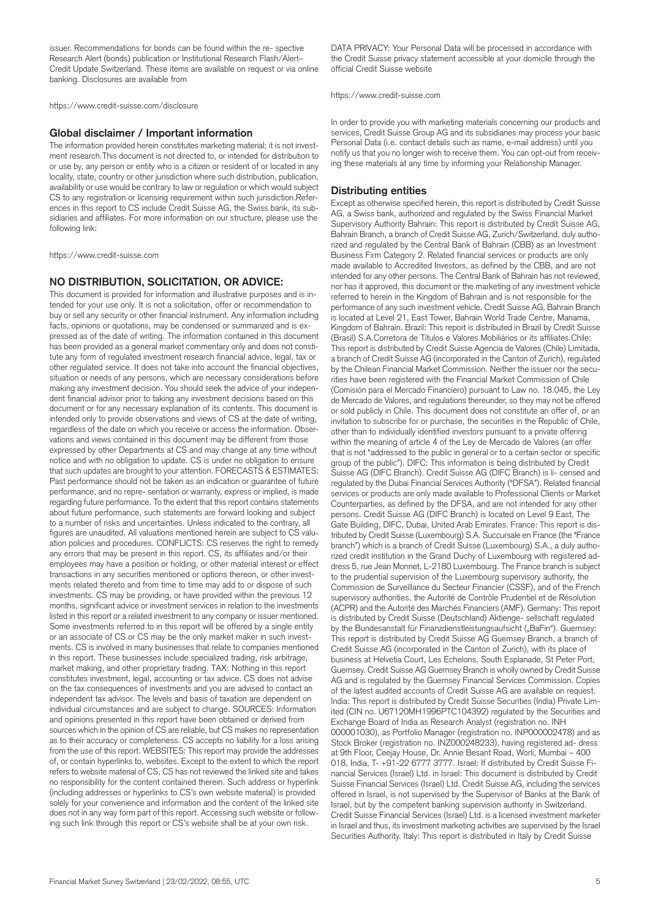issuer. Recommendations for bonds can be found within the re- spective Research Alert (bonds) publication or Institutional Research Flash/Alert– Credit Update Switzerland. These items are available on request or via online banking. Disclosures are available from

https://www.credit-suisse.com/disclosure

## Global disclaimer / Important information

The information provided herein constitutes marketing material; it is not investment research.This document is not directed to, or intended for distribution to or use by, any person or entity who is a citizen or resident of or located in any locality, state, country or other jurisdiction where such distribution, publication, availability or use would be contrary to law or regulation or which would subject CS to any registration or licensing requirement within such jurisdiction.References in this report to CS include Credit Suisse AG, the Swiss bank, its subsidiaries and affiliates. For more information on our structure, please use the following link:

https://www.credit-suisse.com

## NO DISTRIBUTION, SOLICITATION, OR ADVICE:

This document is provided for information and illustrative purposes and is intended for your use only. It is not a solicitation, offer or recommendation to buy or sell any security or other financial instrument. Any information including facts, opinions or quotations, may be condensed or summarized and is expressed as of the date of writing. The information contained in this document has been provided as a general market commentary only and does not constitute any form of regulated investment research financial advice, legal, tax or other regulated service. It does not take into account the financial objectives, situation or needs of any persons, which are necessary considerations before making any investment decision. You should seek the advice of your independent financial advisor prior to taking any investment decisions based on this document or for any necessary explanation of its contents. This document is intended only to provide observations and views of CS at the date of writing, regardless of the date on which you receive or access the information. Observations and views contained in this document may be different from those expressed by other Departments at CS and may change at any time without notice and with no obligation to update. CS is under no obligation to ensure that such updates are brought to your attention. FORECASTS & ESTIMATES: Past performance should not be taken as an indication or guarantee of future performance, and no repre- sentation or warranty, express or implied, is made regarding future performance. To the extent that this report contains statements about future performance, such statements are forward looking and subject to a number of risks and uncertainties. Unless indicated to the contrary, all figures are unaudited. All valuations mentioned herein are subject to CS valuation policies and procedures. CONFLICTS: CS reserves the right to remedy any errors that may be present in this report. CS, its affiliates and/or their employees may have a position or holding, or other material interest or effect transactions in any securities mentioned or options thereon, or other investments related thereto and from time to time may add to or dispose of such investments. CS may be providing, or have provided within the previous 12 months, significant advice or investment services in relation to the investments listed in this report or a related investment to any company or issuer mentioned. Some investments referred to in this report will be offered by a single entity or an associate of CS or CS may be the only market maker in such investments. CS is involved in many businesses that relate to companies mentioned in this report. These businesses include specialized trading, risk arbitrage, market making, and other proprietary trading. TAX: Nothing in this report constitutes investment, legal, accounting or tax advice. CS does not advise on the tax consequences of investments and you are advised to contact an independent tax advisor. The levels and basis of taxation are dependent on individual circumstances and are subject to change. SOURCES: Information and opinions presented in this report have been obtained or derived from sources which in the opinion of CS are reliable, but CS makes no representation as to their accuracy or completeness. CS accepts no liability for a loss arising from the use of this report. WEBSITES: This report may provide the addresses of, or contain hyperlinks to, websites. Except to the extent to which the report refers to website material of CS, CS has not reviewed the linked site and takes no responsibility for the content contained therein. Such address or hyperlink (including addresses or hyperlinks to CS's own website material) is provided solely for your convenience and information and the content of the linked site does not in any way form part of this report. Accessing such website or following such link through this report or CS's website shall be at your own risk.

DATA PRIVACY: Your Personal Data will be processed in accordance with the Credit Suisse privacy statement accessible at your domicile through the official Credit Suisse website

https://www.credit-suisse.com

In order to provide you with marketing materials concerning our products and services, Credit Suisse Group AG and its subsidiaries may process your basic Personal Data (i.e. contact details such as name, e-mail address) until you notify us that you no longer wish to receive them. You can opt-out from receiving these materials at any time by informing your Relationship Manager.

## Distributing entities

Except as otherwise specified herein, this report is distributed by Credit Suisse AG, a Swiss bank, authorized and regulated by the Swiss Financial Market Supervisory Authority Bahrain: This report is distributed by Credit Suisse AG, Bahrain Branch, a branch of Credit Suisse AG, Zurich/Switzerland, duly authorized and regulated by the Central Bank of Bahrain (CBB) as an Investment Business Firm Category 2. Related financial services or products are only made available to Accredited Investors, as defined by the CBB, and are not intended for any other persons. The Central Bank of Bahrain has not reviewed, nor has it approved, this document or the marketing of any investment vehicle referred to herein in the Kingdom of Bahrain and is not responsible for the performance of any such investment vehicle. Credit Suisse AG, Bahrain Branch is located at Level 21, East Tower, Bahrain World Trade Centre, Manama, Kingdom of Bahrain. Brazil: This report is distributed in Brazil by Credit Suisse (Brasil) S.A.Corretora de Títulos e Valores Mobiliários or its affiliates.Chile: This report is distributed by Credit Suisse Agencia de Valores (Chile) Limitada, a branch of Credit Suisse AG (incorporated in the Canton of Zurich), regulated by the Chilean Financial Market Commission. Neither the issuer nor the securities have been registered with the Financial Market Commission of Chile (Comisión para el Mercado Financiero) pursuant to Law no. 18.045, the Ley de Mercado de Valores, and regulations thereunder, so they may not be offered or sold publicly in Chile. This document does not constitute an offer of, or an invitation to subscribe for or purchase, the securities in the Republic of Chile, other than to individually identified investors pursuant to a private offering within the meaning of article 4 of the Ley de Mercado de Valores (an offer that is not "addressed to the public in general or to a certain sector or specific group of the public"). DIFC: This information is being distributed by Credit Suisse AG (DIFC Branch). Credit Suisse AG (DIFC Branch) is li- censed and regulated by the Dubai Financial Services Authority ("DFSA"). Related financial services or products are only made available to Professional Clients or Market Counterparties, as defined by the DFSA, and are not intended for any other persons. Credit Suisse AG (DIFC Branch) is located on Level 9 East, The Gate Building, DIFC, Dubai, United Arab Emirates. France: This report is distributed by Credit Suisse (Luxembourg) S.A. Succursale en France (the "France branch") which is a branch of Credit Suisse (Luxembourg) S.A., a duly authorized credit institution in the Grand Duchy of Luxembourg with registered address 5, rue Jean Monnet, L-2180 Luxembourg. The France branch is subject to the prudential supervision of the Luxembourg supervisory authority, the Commission de Surveillance du Secteur Financier (CSSF), and of the French supervisory authorities, the Autorité de Contrôle Prudentiel et de Résolution (ACPR) and the Autorité des Marchés Financiers (AMF). Germany: This report is distributed by Credit Suisse (Deutschland) Aktienge- sellschaft regulated by the Bundesanstalt für Finanzdienstleistungsaufsicht („BaFin"). Guernsey: This report is distributed by Credit Suisse AG Guernsey Branch, a branch of Credit Suisse AG (incorporated in the Canton of Zurich), with its place of business at Helvetia Court, Les Echelons, South Esplanade, St Peter Port, Guernsey. Credit Suisse AG Guernsey Branch is wholly owned by Credit Suisse AG and is regulated by the Guernsey Financial Services Commission. Copies of the latest audited accounts of Credit Suisse AG are available on request. India: This report is distributed by Credit Suisse Securities (India) Private Limited (CIN no. U67120MH1996PTC104392) regulated by the Securities and Exchange Board of India as Research Analyst (registration no. INH 000001030), as Portfolio Manager (registration no. INP000002478) and as Stock Broker (registration no. INZ000248233), having registered ad- dress at 9th Floor, Ceejay House, Dr. Annie Besant Road, Worli, Mumbai – 400 018, India, T- +91-22 6777 3777. Israel: If distributed by Credit Suisse Financial Services (Israel) Ltd. in Israel: This document is distributed by Credit Suisse Financial Services (Israel) Ltd. Credit Suisse AG, including the services offered in Israel, is not supervised by the Supervisor of Banks at the Bank of Israel, but by the competent banking supervision authority in Switzerland. Credit Suisse Financial Services (Israel) Ltd. is a licensed investment marketer in Israel and thus, its investment marketing activities are supervised by the Israel Securities Authority. Italy: This report is distributed in Italy by Credit Suisse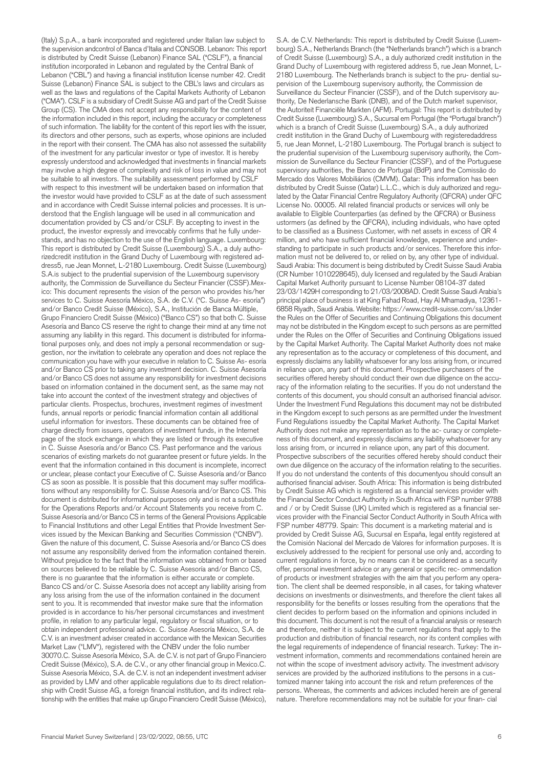(Italy) S.p.A., a bank incorporated and registered under Italian law subject to the supervision andcontrol of Banca d'Italia and CONSOB. Lebanon: This report is distributed by Credit Suisse (Lebanon) Finance SAL ("CSLF"), a financial institution incorporated in Lebanon and regulated by the Central Bank of Lebanon ("CBL") and having a financial institution license number 42. Credit Suisse (Lebanon) Finance SAL is subject to the CBL's laws and circulars as well as the laws and regulations of the Capital Markets Authority of Lebanon ("CMA"). CSLF is a subsidiary of Credit Suisse AG and part of the Credit Suisse Group (CS). The CMA does not accept any responsibility for the content of the information included in this report, including the accuracy or completeness of such information. The liability for the content of this report lies with the issuer, its directors and other persons, such as experts, whose opinions are included in the report with their consent. The CMA has also not assessed the suitability of the investment for any particular investor or type of investor. It is hereby expressly understood and acknowledged that investments in financial markets may involve a high degree of complexity and risk of loss in value and may not be suitable to all investors. The suitability assessment performed by CSLF with respect to this investment will be undertaken based on information that the investor would have provided to CSLF as at the date of such assessment and in accordance with Credit Suisse internal policies and processes. It is understood that the English language will be used in all communication and documentation provided by CS and/or CSLF. By accepting to invest in the product, the investor expressly and irrevocably confirms that he fully understands, and has no objection to the use of the English language. Luxembourg: This report is distributed by Credit Suisse (Luxembourg) S.A., a duly authorizedcredit institution in the Grand Duchy of Luxembourg with registered address5, rue Jean Monnet, L-2180 Luxembourg. Credit Suisse (Luxembourg) S.A.is subject to the prudential supervision of the Luxembourg supervisory authority, the Commission de Surveillance du Secteur Financier (CSSF).Mexico: This document represents the vision of the person who provides his/her services to C. Suisse Asesoría México, S.A. de C.V. ("C. Suisse As- esoría") and/or Banco Credit Suisse (México), S.A., Institución de Banca Múltiple, Grupo Financiero Credit Suisse (México) ("Banco CS") so that both C. Suisse Asesoría and Banco CS reserve the right to change their mind at any time not assuming any liability in this regard. This document is distributed for informational purposes only, and does not imply a personal recommendation or suggestion, nor the invitation to celebrate any operation and does not replace the communication you have with your executive in relation to C. Suisse As- esoría and/or Banco CS prior to taking any investment decision. C. Suisse Asesoría and/or Banco CS does not assume any responsibility for investment decisions based on information contained in the document sent, as the same may not take into account the context of the investment strategy and objectives of particular clients. Prospectus, brochures, investment regimes of investment funds, annual reports or periodic financial information contain all additional useful information for investors. These documents can be obtained free of charge directly from issuers, operators of investment funds, in the Internet page of the stock exchange in which they are listed or through its executive in C. Suisse Asesoría and/or Banco CS. Past performance and the various scenarios of existing markets do not guarantee present or future yields. In the event that the information contained in this document is incomplete, incorrect or unclear, please contact your Executive of C. Suisse Asesoría and/or Banco CS as soon as possible. It is possible that this document may suffer modifications without any responsibility for C. Suisse Asesoría and/or Banco CS. This document is distributed for informational purposes only and is not a substitute for the Operations Reports and/or Account Statements you receive from C. Suisse Asesoría and/or Banco CS in terms of the General Provisions Applicable to Financial Institutions and other Legal Entities that Provide Investment Services issued by the Mexican Banking and Securities Commission ("CNBV"). Given the nature of this document, C. Suisse Asesoría and/or Banco CS does not assume any responsibility derived from the information contained therein. Without prejudice to the fact that the information was obtained from or based on sources believed to be reliable by C. Suisse Asesoría and/or Banco CS, there is no guarantee that the information is either accurate or complete. Banco CS and/or C. Suisse Asesoría does not accept any liability arising from any loss arising from the use of the information contained in the document sent to you. It is recommended that investor make sure that the information provided is in accordance to his/her personal circumstances and investment profile, in relation to any particular legal, regulatory or fiscal situation, or to obtain independent professional advice. C. Suisse Asesoría México, S.A. de C.V. is an investment adviser created in accordance with the Mexican Securities Market Law ("LMV"), registered with the CNBV under the folio number 30070.C. Suisse Asesoría México, S.A. de C.V. is not part of Grupo Financiero Credit Suisse (México), S.A. de C.V., or any other financial group in Mexico.C. Suisse Asesoría México, S.A. de C.V. is not an independent investment adviser as provided by LMV and other applicable regulations due to its direct relationship with Credit Suisse AG, a foreign financial institution, and its indirect relationship with the entities that make up Grupo Financiero Credit Suisse (México), S.A. de C.V. Netherlands: This report is distributed by Credit Suisse (Luxembourg) S.A., Netherlands Branch (the "Netherlands branch") which is a branch of Credit Suisse (Luxembourg) S.A., a duly authorized credit institution in the Grand Duchy of Luxembourg with registered address 5, rue Jean Monnet, L-2180 Luxembourg. The Netherlands branch is subject to the pru- dential supervision of the Luxembourg supervisory authority, the Commission de Surveillance du Secteur Financier (CSSF), and of the Dutch supervisory authority, De Nederlansche Bank (DNB), and of the Dutch market supervisor, the Autoriteit Financiële Markten (AFM). Portugal: This report is distributed by Credit Suisse (Luxembourg) S.A., Sucursal em Portugal (the "Portugal branch") which is a branch of Credit Suisse (Luxembourg) S.A., a duly authorized credit institution in the Grand Duchy of Luxembourg with registeredaddress 5, rue Jean Monnet, L-2180 Luxembourg. The Portugal branch is subject to the prudential supervision of the Luxembourg supervisory authority, the Commission de Surveillance du Secteur Financier (CSSF), and of the Portuguese supervisory authorities, the Banco de Portugal (BdP) and the Comissão do Mercado dos Valores Mobiliários (CMVM). Qatar: This information has been distributed by Credit Suisse (Qatar) L.L.C., which is duly authorized and regulated by the Qatar Financial Centre Regulatory Authority (QFCRA) under QFC License No. 00005. All related financial products or services will only be available to Eligible Counterparties (as defined by the QFCRA) or Business ustormers (as defined by the QFCRA), including individuals, who have opted to be classified as a Business Customer, with net assets in excess of QR 4 million, and who have sufficient financial knowledge, experience and understanding to participate in such products and/or services. Therefore this information must not be delivered to, or relied on by, any other type of individual. Saudi Arabia: This document is being distributed by Credit Suisse Saudi Arabia (CR Number 1010228645), duly licensed and regulated by the Saudi Arabian Capital Market Authority pursuant to License Number 08104-37 dated 23/03/1429H corresponding to 21/03/2008AD. Credit Suisse Saudi Arabia's principal place of business is at King Fahad Road, Hay Al Mhamadiya, 12361-6858 Riyadh, Saudi Arabia. Website: https://www.credit-suisse.com/sa.Under the Rules on the Offer of Securities and Continuing Obligations this document may not be distributed in the Kingdom except to such persons as are permitted under the Rules on the Offer of Securities and Continuing Obligations issued by the Capital Market Authority. The Capital Market Authority does not make any representation as to the accuracy or completeness of this document, and expressly disclaims any liability whatsoever for any loss arising from, or incurred in reliance upon, any part of this document. Prospective purchasers of the securities offered hereby should conduct their own due diligence on the accuracy of the information relating to the securities. If you do not understand the contents of this document, you should consult an authorised financial advisor. Under the Investment Fund Regulations this document may not be distributed in the Kingdom except to such persons as are permitted under the Investment Fund Regulations issuedby the Capital Market Authority. The Capital Market Authority does not make any representation as to the ac- curacy or completeness of this document, and expressly disclaims any liability whatsoever for any loss arising from, or incurred in reliance upon, any part of this document. Prospective subscribers of the securities offered hereby should conduct their own due diligence on the accuracy of the information relating to the securities. If you do not understand the contents of this documentyou should consult an authorised financial adviser. South Africa: This information is being distributed by Credit Suisse AG which is registered as a financial services provider with the Financial Sector Conduct Authority in South Africa with FSP number 9788 and / or by Credit Suisse (UK) Limited which is registered as a financial services provider with the Financial Sector Conduct Authority in South Africa with FSP number 48779. Spain: This document is a marketing material and is provided by Credit Suisse AG, Sucursal en España, legal entity registered at the Comisión Nacional del Mercado de Valores for information purposes. It is exclusively addressed to the recipient for personal use only and, according to current regulations in force, by no means can it be considered as a security offer, personal investment advice or any general or specific rec- ommendation of products or investment strategies with the aim that you perform any operation. The client shall be deemed responsible, in all cases, for taking whatever decisions on investments or disinvestments, and therefore the client takes all responsibility for the benefits or losses resulting from the operations that the client decides to perform based on the information and opinions included in this document. This document is not the result of a financial analysis or research and therefore, neither it is subject to the current regulations that apply to the production and distribution of financial research, nor its content complies with the legal requirements of independence of financial research. Turkey: The investment information, comments and recommendations contained herein are not within the scope of investment advisory activity. The investment advisory services are provided by the authorized institutions to the persons in a customized manner taking into account the risk and return preferences of the persons. Whereas, the comments and advices included herein are of general nature. Therefore recommendations may not be suitable for your finan- cial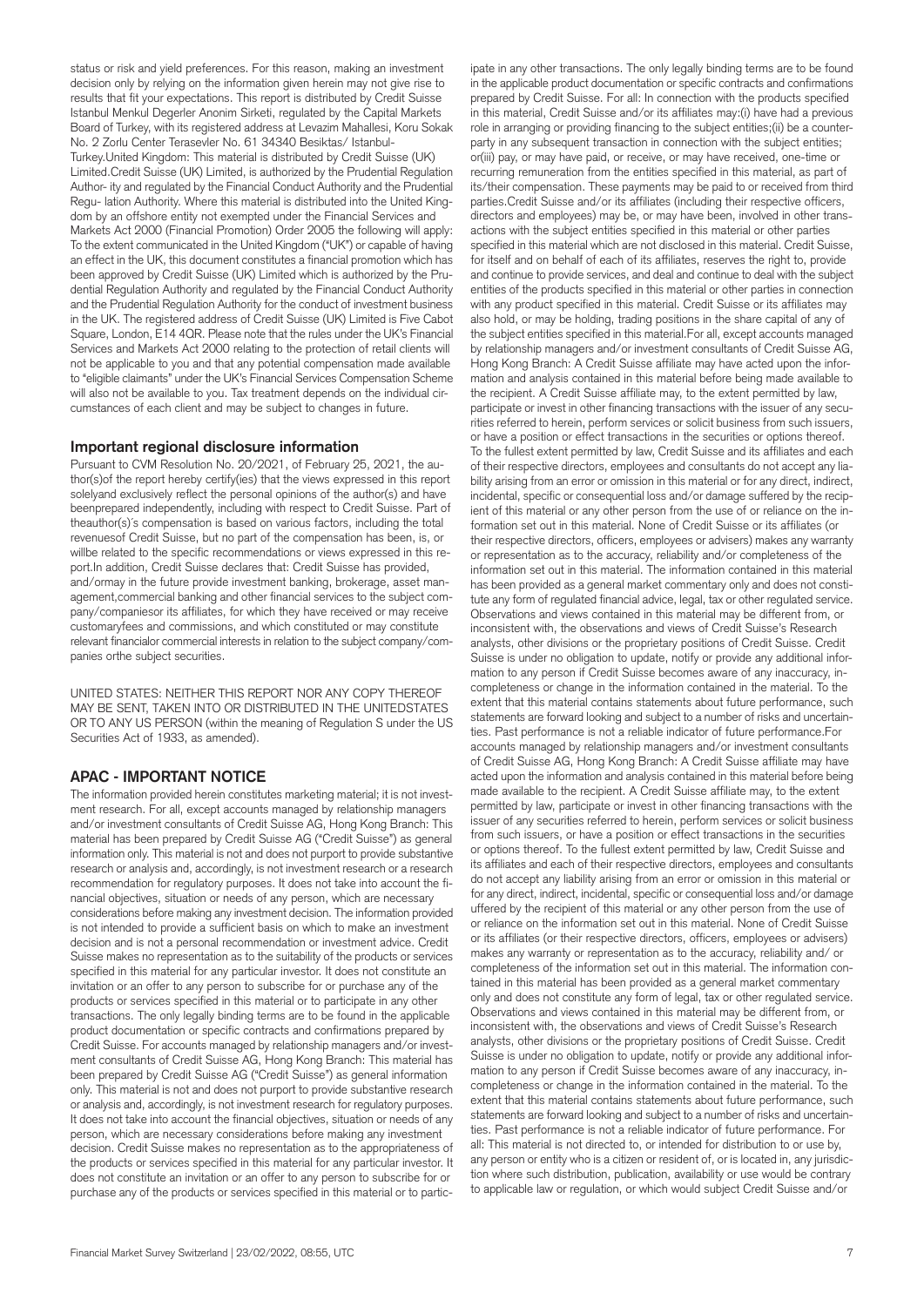status or risk and yield preferences. For this reason, making an investment decision only by relying on the information given herein may not give rise to results that fit your expectations. This report is distributed by Credit Suisse Istanbul Menkul Degerler Anonim Sirketi, regulated by the Capital Markets Board of Turkey, with its registered address at Levazim Mahallesi, Koru Sokak No. 2 Zorlu Center Terasevler No. 61 34340 Besiktas/ Istanbul-Turkey.United Kingdom: This material is distributed by Credit Suisse (UK) Limited.Credit Suisse (UK) Limited, is authorized by the Prudential Regulation Author- ity and regulated by the Financial Conduct Authority and the Prudential Regu- lation Authority. Where this material is distributed into the United Kingdom by an offshore entity not exempted under the Financial Services and Markets Act 2000 (Financial Promotion) Order 2005 the following will apply: To the extent communicated in the United Kingdom ("UK") or capable of having an effect in the UK, this document constitutes a financial promotion which has been approved by Credit Suisse (UK) Limited which is authorized by the Prudential Regulation Authority and regulated by the Financial Conduct Authority and the Prudential Regulation Authority for the conduct of investment business in the UK. The registered address of Credit Suisse (UK) Limited is Five Cabot Square, London, E14 4QR. Please note that the rules under the UK's Financial Services and Markets Act 2000 relating to the protection of retail clients will not be applicable to you and that any potential compensation made available to "eligible claimants" under the UK's Financial Services Compensation Scheme will also not be available to you. Tax treatment depends on the individual circumstances of each client and may be subject to changes in future.

## Important regional disclosure information

Pursuant to CVM Resolution No. 20/2021, of February 25, 2021, the author(s)of the report hereby certify(ies) that the views expressed in this report solelyand exclusively reflect the personal opinions of the author(s) and have beenprepared independently, including with respect to Credit Suisse. Part of theauthor(s)´s compensation is based on various factors, including the total revenuesof Credit Suisse, but no part of the compensation has been, is, or willbe related to the specific recommendations or views expressed in this report.In addition, Credit Suisse declares that: Credit Suisse has provided, and/ormay in the future provide investment banking, brokerage, asset management,commercial banking and other financial services to the subject company/companiesor its affiliates, for which they have received or may receive customaryfees and commissions, and which constituted or may constitute relevant financialor commercial interests in relation to the subject company/companies orthe subject securities.

UNITED STATES: NEITHER THIS REPORT NOR ANY COPY THEREOF MAY BE SENT, TAKEN INTO OR DISTRIBUTED IN THE UNITEDSTATES OR TO ANY US PERSON (within the meaning of Regulation S under the US Securities Act of 1933, as amended).

## APAC - IMPORTANT NOTICE

The information provided herein constitutes marketing material; it is not investment research. For all, except accounts managed by relationship managers and/or investment consultants of Credit Suisse AG, Hong Kong Branch: This material has been prepared by Credit Suisse AG ("Credit Suisse") as general information only. This material is not and does not purport to provide substantive research or analysis and, accordingly, is not investment research or a research recommendation for regulatory purposes. It does not take into account the financial objectives, situation or needs of any person, which are necessary considerations before making any investment decision. The information provided is not intended to provide a sufficient basis on which to make an investment decision and is not a personal recommendation or investment advice. Credit Suisse makes no representation as to the suitability of the products or services specified in this material for any particular investor. It does not constitute an invitation or an offer to any person to subscribe for or purchase any of the products or services specified in this material or to participate in any other transactions. The only legally binding terms are to be found in the applicable product documentation or specific contracts and confirmations prepared by Credit Suisse. For accounts managed by relationship managers and/or investment consultants of Credit Suisse AG, Hong Kong Branch: This material has been prepared by Credit Suisse AG ("Credit Suisse") as general information only. This material is not and does not purport to provide substantive research or analysis and, accordingly, is not investment research for regulatory purposes. It does not take into account the financial objectives, situation or needs of any person, which are necessary considerations before making any investment decision. Credit Suisse makes no representation as to the appropriateness of the products or services specified in this material for any particular investor. It does not constitute an invitation or an offer to any person to subscribe for or purchase any of the products or services specified in this material or to participate in any other transactions. The only legally binding terms are to be found in the applicable product documentation or specific contracts and confirmations prepared by Credit Suisse. For all: In connection with the products specified in this material, Credit Suisse and/or its affiliates may:(i) have had a previous role in arranging or providing financing to the subject entities;(ii) be a counterparty in any subsequent transaction in connection with the subject entities; or(iii) pay, or may have paid, or receive, or may have received, one-time or recurring remuneration from the entities specified in this material, as part of its/their compensation. These payments may be paid to or received from third parties.Credit Suisse and/or its affiliates (including their respective officers, directors and employees) may be, or may have been, involved in other transactions with the subject entities specified in this material or other parties specified in this material which are not disclosed in this material. Credit Suisse, for itself and on behalf of each of its affiliates, reserves the right to, provide and continue to provide services, and deal and continue to deal with the subject entities of the products specified in this material or other parties in connection with any product specified in this material. Credit Suisse or its affiliates may also hold, or may be holding, trading positions in the share capital of any of the subject entities specified in this material.For all, except accounts managed by relationship managers and/or investment consultants of Credit Suisse AG, Hong Kong Branch: A Credit Suisse affiliate may have acted upon the information and analysis contained in this material before being made available to the recipient. A Credit Suisse affiliate may, to the extent permitted by law, participate or invest in other financing transactions with the issuer of any securities referred to herein, perform services or solicit business from such issuers, or have a position or effect transactions in the securities or options thereof. To the fullest extent permitted by law, Credit Suisse and its affiliates and each of their respective directors, employees and consultants do not accept any liability arising from an error or omission in this material or for any direct, indirect, incidental, specific or consequential loss and/or damage suffered by the recipient of this material or any other person from the use of or reliance on the information set out in this material. None of Credit Suisse or its affiliates (or their respective directors, officers, employees or advisers) makes any warranty or representation as to the accuracy, reliability and/or completeness of the information set out in this material. The information contained in this material has been provided as a general market commentary only and does not constitute any form of regulated financial advice, legal, tax or other regulated service. Observations and views contained in this material may be different from, or inconsistent with, the observations and views of Credit Suisse's Research analysts, other divisions or the proprietary positions of Credit Suisse. Credit Suisse is under no obligation to update, notify or provide any additional information to any person if Credit Suisse becomes aware of any inaccuracy, incompleteness or change in the information contained in the material. To the extent that this material contains statements about future performance, such statements are forward looking and subject to a number of risks and uncertainties. Past performance is not a reliable indicator of future performance.For accounts managed by relationship managers and/or investment consultants of Credit Suisse AG, Hong Kong Branch: A Credit Suisse affiliate may have acted upon the information and analysis contained in this material before being made available to the recipient. A Credit Suisse affiliate may, to the extent permitted by law, participate or invest in other financing transactions with the issuer of any securities referred to herein, perform services or solicit business from such issuers, or have a position or effect transactions in the securities or options thereof. To the fullest extent permitted by law, Credit Suisse and its affiliates and each of their respective directors, employees and consultants do not accept any liability arising from an error or omission in this material or for any direct, indirect, incidental, specific or consequential loss and/or damage suffered by the recipient of this material or any other person from the use of or reliance on the information set out in this material. None of Credit Suisse or its affiliates (or their respective directors, officers, employees or advisers) makes any warranty or representation as to the accuracy, reliability and/ or completeness of the information set out in this material. The information contained in this material has been provided as a general market commentary only and does not constitute any form of legal, tax or other regulated service. Observations and views contained in this material may be different from, or inconsistent with, the observations and views of Credit Suisse's Research analysts, other divisions or the proprietary positions of Credit Suisse. Credit Suisse is under no obligation to update, notify or provide any additional information to any person if Credit Suisse becomes aware of any inaccuracy, incompleteness or change in the information contained in the material. To the extent that this material contains statements about future performance, such statements are forward looking and subject to a number of risks and uncertainties. Past performance is not a reliable indicator of future performance. For all: This material is not directed to, or intended for distribution to or use by, any person or entity who is a citizen or resident of, or is located in, any jurisdiction where such distribution, publication, availability or use would be contrary to applicable law or regulation, or which would subject Credit Suisse and/or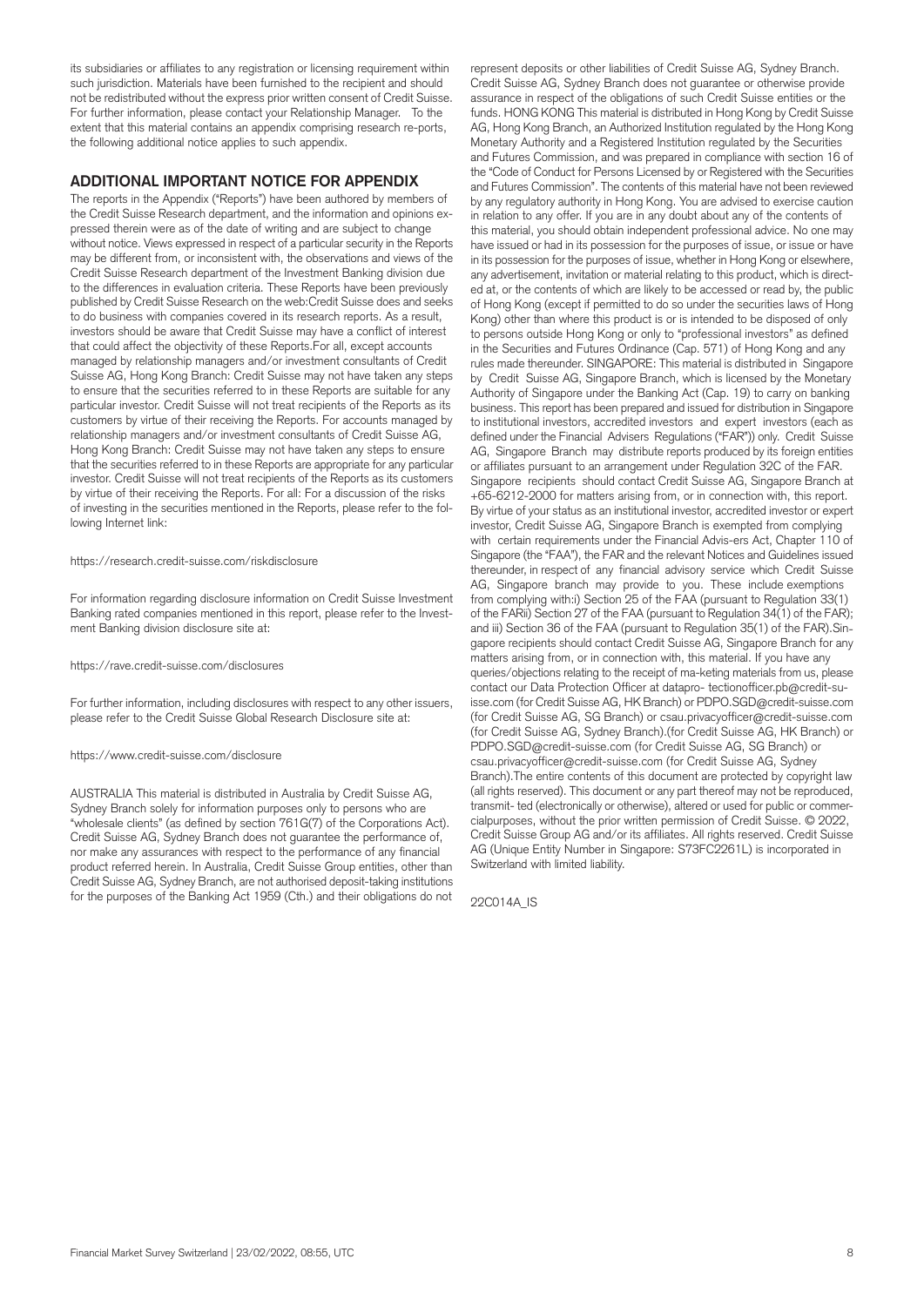its subsidiaries or affiliates to any registration or licensing requirement within such jurisdiction. Materials have been furnished to the recipient and should not be redistributed without the express prior written consent of Credit Suisse. For further information, please contact your Relationship Manager. To the extent that this material contains an appendix comprising research re-ports, the following additional notice applies to such appendix.

## ADDITIONAL IMPORTANT NOTICE FOR APPENDIX

The reports in the Appendix ("Reports") have been authored by members of the Credit Suisse Research department, and the information and opinions expressed therein were as of the date of writing and are subject to change without notice. Views expressed in respect of a particular security in the Reports may be different from, or inconsistent with, the observations and views of the Credit Suisse Research department of the Investment Banking division due to the differences in evaluation criteria. These Reports have been previously published by Credit Suisse Research on the web:Credit Suisse does and seeks to do business with companies covered in its research reports. As a result, investors should be aware that Credit Suisse may have a conflict of interest that could affect the objectivity of these Reports.For all, except accounts managed by relationship managers and/or investment consultants of Credit Suisse AG, Hong Kong Branch: Credit Suisse may not have taken any steps to ensure that the securities referred to in these Reports are suitable for any particular investor. Credit Suisse will not treat recipients of the Reports as its customers by virtue of their receiving the Reports. For accounts managed by relationship managers and/or investment consultants of Credit Suisse AG, Hong Kong Branch: Credit Suisse may not have taken any steps to ensure that the securities referred to in these Reports are appropriate for any particular investor. Credit Suisse will not treat recipients of the Reports as its customers by virtue of their receiving the Reports. For all: For a discussion of the risks of investing in the securities mentioned in the Reports, please refer to the following Internet link:

https://research.credit-suisse.com/riskdisclosure

For information regarding disclosure information on Credit Suisse Investment Banking rated companies mentioned in this report, please refer to the Investment Banking division disclosure site at:

https://rave.credit-suisse.com/disclosures

For further information, including disclosures with respect to any other issuers, please refer to the Credit Suisse Global Research Disclosure site at:

https://www.credit-suisse.com/disclosure

AUSTRALIA This material is distributed in Australia by Credit Suisse AG, Sydney Branch solely for information purposes only to persons who are "wholesale clients" (as defined by section 761G(7) of the Corporations Act). Credit Suisse AG, Sydney Branch does not guarantee the performance of, nor make any assurances with respect to the performance of any financial product referred herein. In Australia, Credit Suisse Group entities, other than Credit Suisse AG, Sydney Branch, are not authorised deposit-taking institutions for the purposes of the Banking Act 1959 (Cth.) and their obligations do not represent deposits or other liabilities of Credit Suisse AG, Sydney Branch. Credit Suisse AG, Sydney Branch does not guarantee or otherwise provide assurance in respect of the obligations of such Credit Suisse entities or the funds. HONG KONG This material is distributed in Hong Kong by Credit Suisse AG, Hong Kong Branch, an Authorized Institution regulated by the Hong Kong Monetary Authority and a Registered Institution regulated by the Securities and Futures Commission, and was prepared in compliance with section 16 of the "Code of Conduct for Persons Licensed by or Registered with the Securities and Futures Commission". The contents of this material have not been reviewed by any regulatory authority in Hong Kong. You are advised to exercise caution in relation to any offer. If you are in any doubt about any of the contents of this material, you should obtain independent professional advice. No one may have issued or had in its possession for the purposes of issue, or issue or have in its possession for the purposes of issue, whether in Hong Kong or elsewhere, any advertisement, invitation or material relating to this product, which is directed at, or the contents of which are likely to be accessed or read by, the public of Hong Kong (except if permitted to do so under the securities laws of Hong Kong) other than where this product is or is intended to be disposed of only to persons outside Hong Kong or only to "professional investors" as defined in the Securities and Futures Ordinance (Cap. 571) of Hong Kong and any rules made thereunder. SINGAPORE: This material is distributed in Singapore by Credit Suisse AG, Singapore Branch, which is licensed by the Monetary Authority of Singapore under the Banking Act (Cap. 19) to carry on banking business. This report has been prepared and issued for distribution in Singapore to institutional investors, accredited investors and expert investors (each as defined under the Financial Advisers Regulations ("FAR")) only. Credit Suisse AG, Singapore Branch may distribute reports produced by its foreign entities or affiliates pursuant to an arrangement under Regulation 32C of the FAR. Singapore recipients should contact Credit Suisse AG, Singapore Branch at +65-6212-2000 for matters arising from, or in connection with, this report. By virtue of your status as an institutional investor, accredited investor or expert investor, Credit Suisse AG, Singapore Branch is exempted from complying with certain requirements under the Financial Advis-ers Act, Chapter 110 of Singapore (the "FAA"), the FAR and the relevant Notices and Guidelines issued thereunder, in respect of any financial advisory service which Credit Suisse AG, Singapore branch may provide to you. These include exemptions from complying with:i) Section 25 of the FAA (pursuant to Regulation 33(1) of the FARii) Section 27 of the FAA (pursuant to Regulation 34(1) of the FAR); and iii) Section 36 of the FAA (pursuant to Regulation 35(1) of the FAR).Singapore recipients should contact Credit Suisse AG, Singapore Branch for any matters arising from, or in connection with, this material. If you have any queries/objections relating to the receipt of ma-keting materials from us, please contact our Data Protection Officer at datapro- tectionofficer.pb@credit-suisse.com (for Credit Suisse AG, HK Branch) or PDPO.SGD@credit-suisse.com (for Credit Suisse AG, SG Branch) or csau.privacyofficer@credit-suisse.com (for Credit Suisse AG, Sydney Branch).(for Credit Suisse AG, HK Branch) or PDPO.SGD@credit-suisse.com (for Credit Suisse AG, SG Branch) or csau.privacyofficer@credit-suisse.com (for Credit Suisse AG, Sydney Branch).The entire contents of this document are protected by copyright law (all rights reserved). This document or any part thereof may not be reproduced, transmit- ted (electronically or otherwise), altered or used for public or commercialpurposes, without the prior written permission of Credit Suisse. © 2022, Credit Suisse Group AG and/or its affiliates. All rights reserved. Credit Suisse AG (Unique Entity Number in Singapore: S73FC2261L) is incorporated in Switzerland with limited liability.

22C014A_IS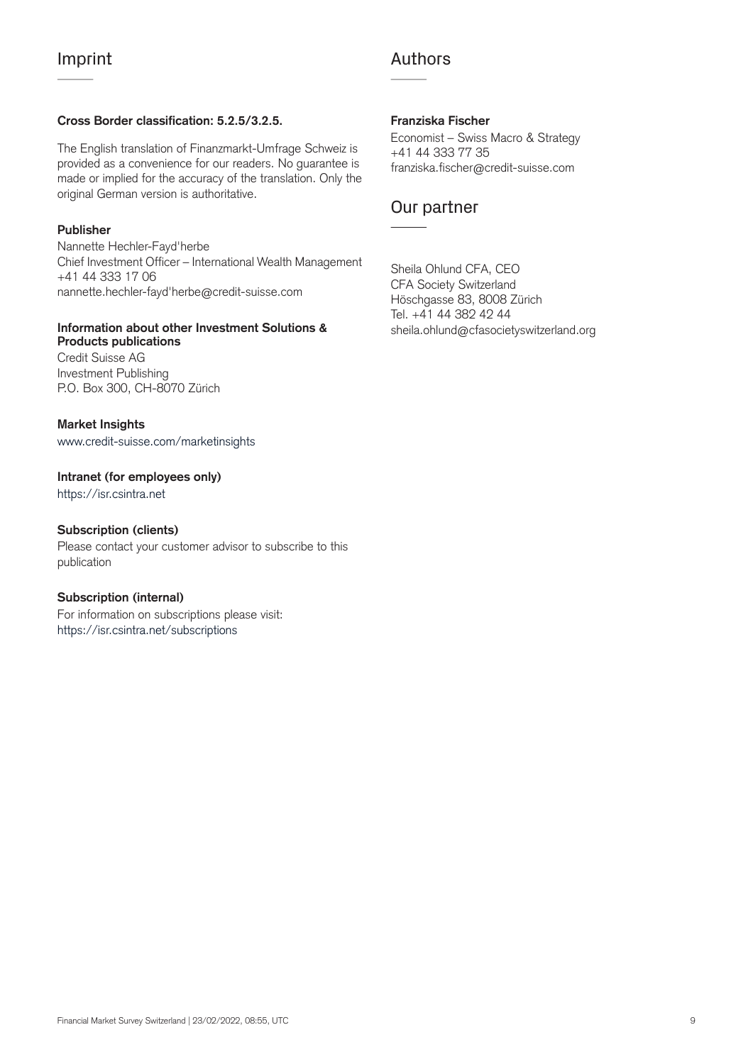## Imprint

**Cross Border classification: 5.2.5/3.2.5.**

The English translation of Finanzmarkt-Umfrage Schweiz is provided as a convenience for our readers. No guarantee is made or implied for the accuracy of the translation. Only the original German version is authoritative.

**Publisher**
Nannette Hechler-Fayd'herbe
Chief Investment Officer – International Wealth Management
+41 44 333 17 06
nannette.hechler-fayd'herbe@credit-suisse.com

**Information about other Investment Solutions & Products publications**
Credit Suisse AG
Investment Publishing
P.O. Box 300, CH-8070 Zürich

**Market Insights**
www.credit-suisse.com/marketinsights

**Intranet (for employees only)**
https://isr.csintra.net

**Subscription (clients)**
Please contact your customer advisor to subscribe to this publication

**Subscription (internal)**
For information on subscriptions please visit:
https://isr.csintra.net/subscriptions

## Authors

**Franziska Fischer**
Economist – Swiss Macro & Strategy
+41 44 333 77 35
franziska.fischer@credit-suisse.com

## Our partner

Sheila Ohlund CFA, CEO
CFA Society Switzerland
Höschgasse 83, 8008 Zürich
Tel. +41 44 382 42 44
sheila.ohlund@cfasocietyswitzerland.org